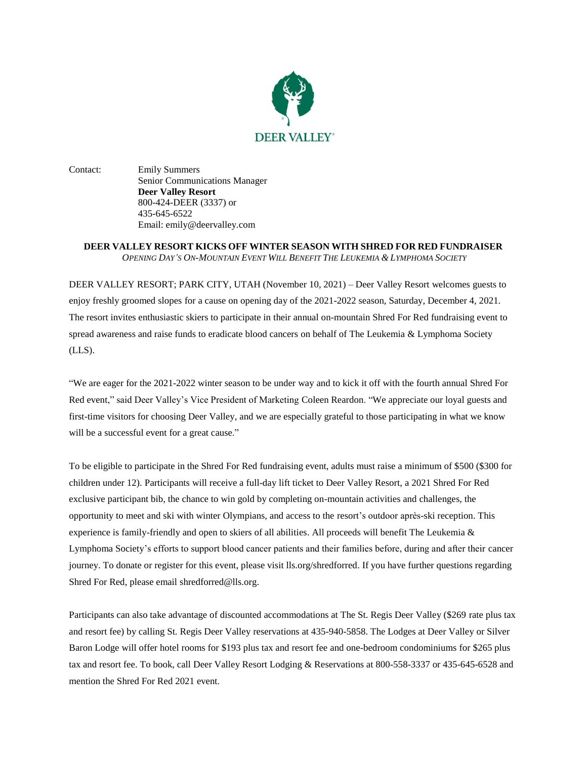DEER VALLEY®

Contact: Emily Summers
Senior Communications Manager
**Deer Valley Resort**
800-424-DEER (3337) or
435-645-6522
Email: emily@deervalley.com

**DEER VALLEY RESORT KICKS OFF WINTER SEASON WITH SHRED FOR RED FUNDRAISER**

*OPENING DAY'S ON-MOUNTAIN EVENT WILL BENEFIT THE LEUKEMIA & LYMPHOMA SOCIETY*

DEER VALLEY RESORT; PARK CITY, UTAH (November 10, 2021) – Deer Valley Resort welcomes guests to enjoy freshly groomed slopes for a cause on opening day of the 2021-2022 season, Saturday, December 4, 2021. The resort invites enthusiastic skiers to participate in their annual on-mountain Shred For Red fundraising event to spread awareness and raise funds to eradicate blood cancers on behalf of The Leukemia & Lymphoma Society (LLS).

"We are eager for the 2021-2022 winter season to be under way and to kick it off with the fourth annual Shred For Red event," said Deer Valley's Vice President of Marketing Coleen Reardon. "We appreciate our loyal guests and first-time visitors for choosing Deer Valley, and we are especially grateful to those participating in what we know will be a successful event for a great cause."

To be eligible to participate in the Shred For Red fundraising event, adults must raise a minimum of $500 ($300 for children under 12). Participants will receive a full-day lift ticket to Deer Valley Resort, a 2021 Shred For Red exclusive participant bib, the chance to win gold by completing on-mountain activities and challenges, the opportunity to meet and ski with winter Olympians, and access to the resort's outdoor après-ski reception. This experience is family-friendly and open to skiers of all abilities. All proceeds will benefit The Leukemia & Lymphoma Society's efforts to support blood cancer patients and their families before, during and after their cancer journey. To donate or register for this event, please visit lls.org/shredforred. If you have further questions regarding Shred For Red, please email shredforred@lls.org.

Participants can also take advantage of discounted accommodations at The St. Regis Deer Valley ($269 rate plus tax and resort fee) by calling St. Regis Deer Valley reservations at 435-940-5858. The Lodges at Deer Valley or Silver Baron Lodge will offer hotel rooms for $193 plus tax and resort fee and one-bedroom condominiums for $265 plus tax and resort fee. To book, call Deer Valley Resort Lodging & Reservations at 800-558-3337 or 435-645-6528 and mention the Shred For Red 2021 event.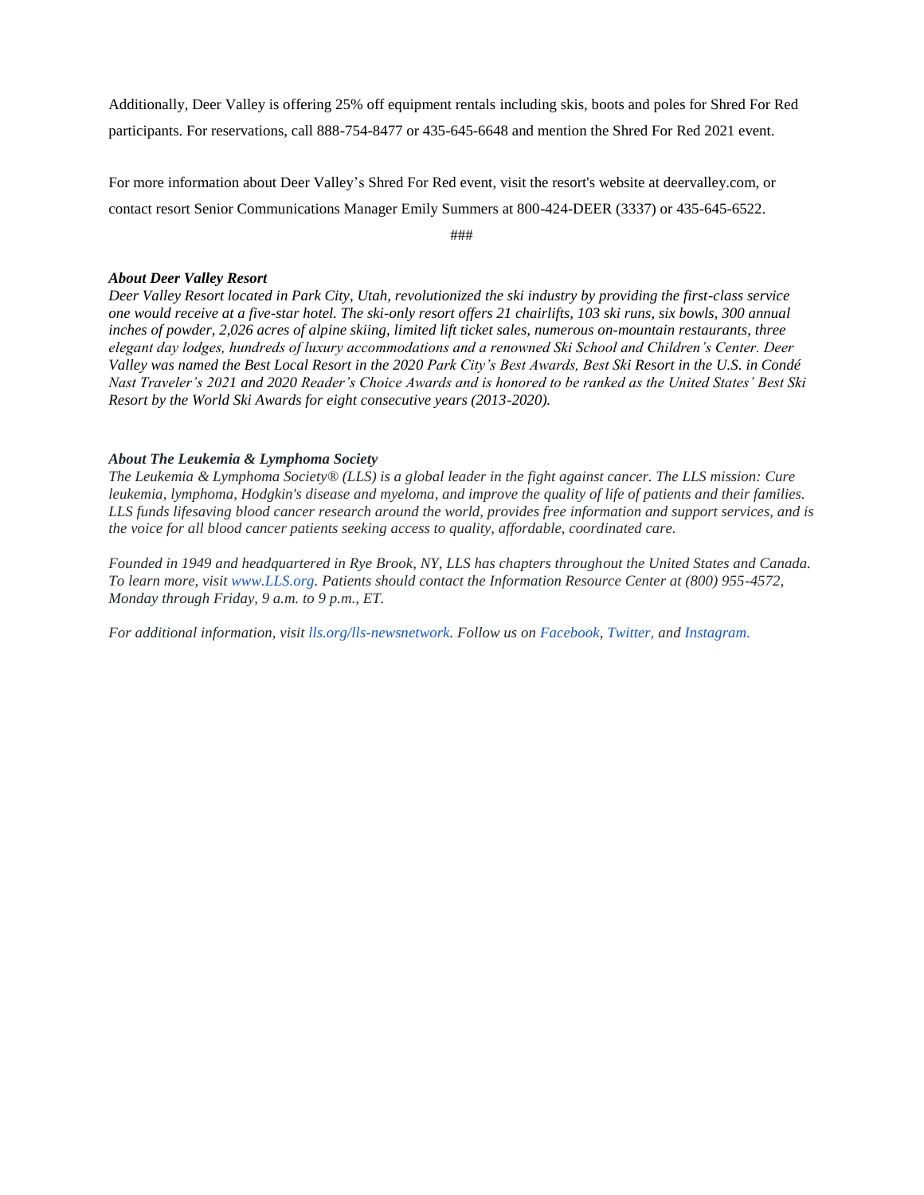Additionally, Deer Valley is offering 25% off equipment rentals including skis, boots and poles for Shred For Red participants. For reservations, call 888-754-8477 or 435-645-6648 and mention the Shred For Red 2021 event.

For more information about Deer Valley's Shred For Red event, visit the resort's website at deervalley.com, or contact resort Senior Communications Manager Emily Summers at 800-424-DEER (3337) or 435-645-6522.

###

***About Deer Valley Resort***

*Deer Valley Resort located in Park City, Utah, revolutionized the ski industry by providing the first-class service one would receive at a five-star hotel. The ski-only resort offers 21 chairlifts, 103 ski runs, six bowls, 300 annual inches of powder, 2,026 acres of alpine skiing, limited lift ticket sales, numerous on-mountain restaurants, three elegant day lodges, hundreds of luxury accommodations and a renowned Ski School and Children's Center. Deer Valley was named the Best Local Resort in the 2020 Park City's Best Awards, Best Ski Resort in the U.S. in Condé Nast Traveler's 2021 and 2020 Reader's Choice Awards and is honored to be ranked as the United States' Best Ski Resort by the World Ski Awards for eight consecutive years (2013-2020).*

***About The Leukemia & Lymphoma Society***

*The Leukemia & Lymphoma Society® (LLS) is a global leader in the fight against cancer. The LLS mission: Cure leukemia, lymphoma, Hodgkin's disease and myeloma, and improve the quality of life of patients and their families. LLS funds lifesaving blood cancer research around the world, provides free information and support services, and is the voice for all blood cancer patients seeking access to quality, affordable, coordinated care.*

*Founded in 1949 and headquartered in Rye Brook, NY, LLS has chapters throughout the United States and Canada. To learn more, visit www.LLS.org. Patients should contact the Information Resource Center at (800) 955-4572, Monday through Friday, 9 a.m. to 9 p.m., ET.*

*For additional information, visit lls.org/lls-newsnetwork. Follow us on Facebook, Twitter, and Instagram.*